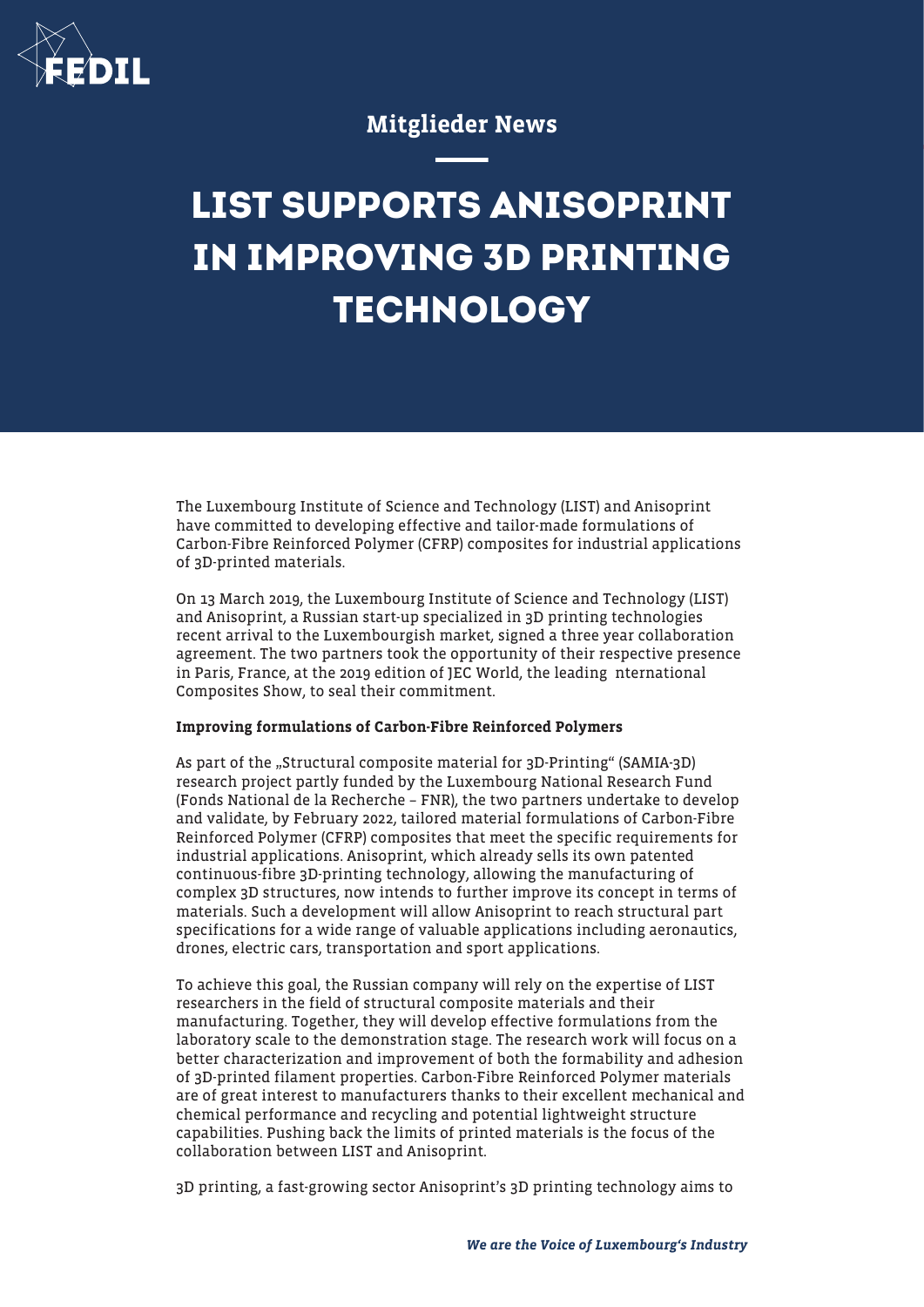Mitglieder News

# LIST SUPPORTS ANISOPRINT IN IMPROVING 3D PRINTING TECHNOLOGY

The Luxembourg Institute of Science and Technology (LIST) and Anisoprint have committed to developing effective and tailor-made formulations of Carbon-Fibre Reinforced Polymer (CFRP) composites for industrial applications of 3D-printed materials.

On 13 March 2019, the Luxembourg Institute of Science and Technology (LIST) and Anisoprint, a Russian start-up specialized in 3D printing technologies recent arrival to the Luxembourgish market, signed a three year collaboration agreement. The two partners took the opportunity of their respective presence in Paris, France, at the 2019 edition of JEC World, the leading nternational Composites Show, to seal their commitment.

**Improving formulations of Carbon-Fibre Reinforced Polymers**

As part of the „Structural composite material for 3D-Printing" (SAMIA-3D) research project partly funded by the Luxembourg National Research Fund (Fonds National de la Recherche – FNR), the two partners undertake to develop and validate, by February 2022, tailored material formulations of Carbon-Fibre Reinforced Polymer (CFRP) composites that meet the specific requirements for industrial applications. Anisoprint, which already sells its own patented continuous-fibre 3D-printing technology, allowing the manufacturing of complex 3D structures, now intends to further improve its concept in terms of materials. Such a development will allow Anisoprint to reach structural part specifications for a wide range of valuable applications including aeronautics, drones, electric cars, transportation and sport applications.

To achieve this goal, the Russian company will rely on the expertise of LIST researchers in the field of structural composite materials and their manufacturing. Together, they will develop effective formulations from the laboratory scale to the demonstration stage. The research work will focus on a better characterization and improvement of both the formability and adhesion of 3D-printed filament properties. Carbon-Fibre Reinforced Polymer materials are of great interest to manufacturers thanks to their excellent mechanical and chemical performance and recycling and potential lightweight structure capabilities. Pushing back the limits of printed materials is the focus of the collaboration between LIST and Anisoprint.

3D printing, a fast-growing sector Anisoprint's 3D printing technology aims to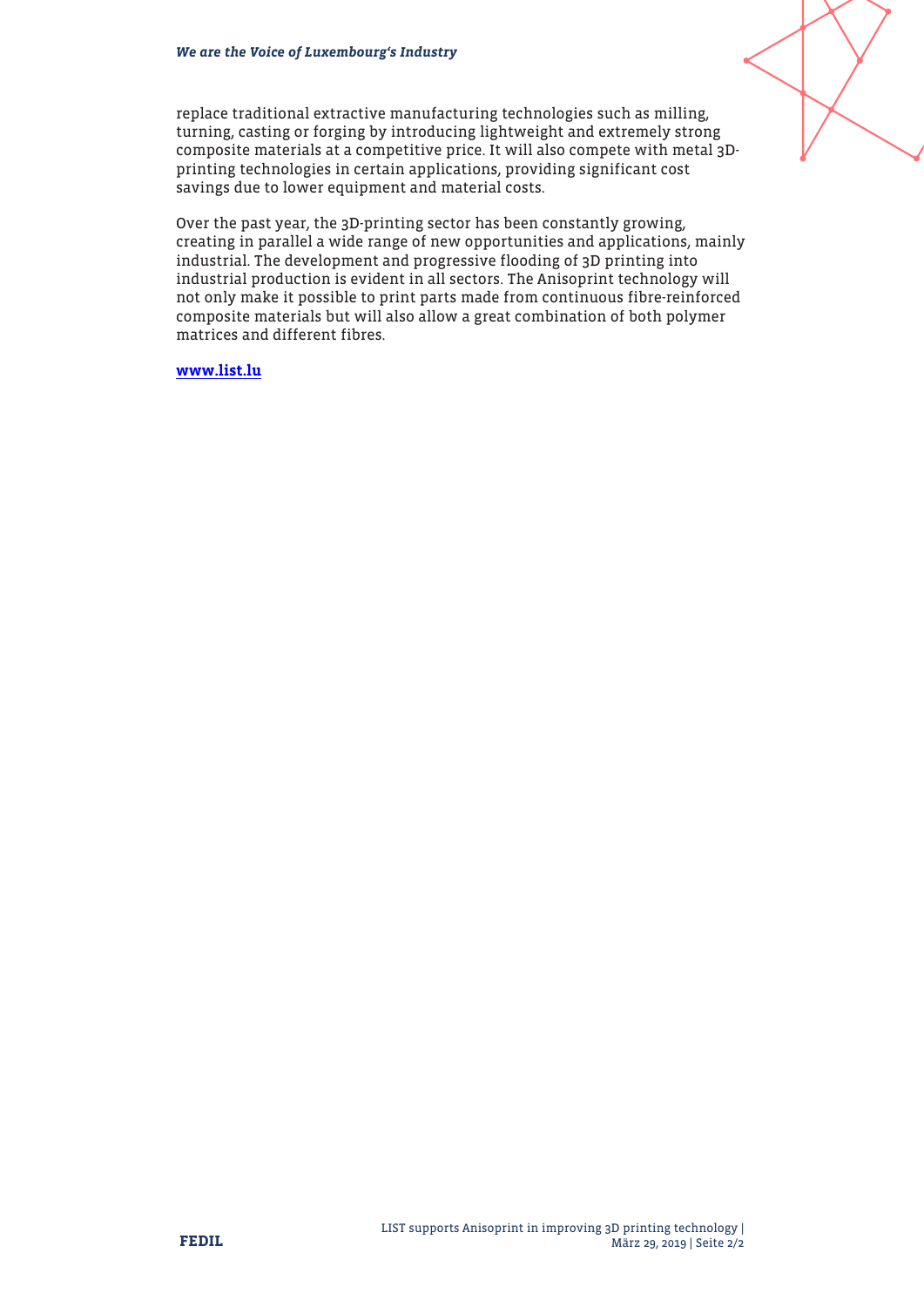replace traditional extractive manufacturing technologies such as milling, turning, casting or forging by introducing lightweight and extremely strong composite materials at a competitive price. It will also compete with metal 3D-printing technologies in certain applications, providing significant cost savings due to lower equipment and material costs.

Over the past year, the 3D-printing sector has been constantly growing, creating in parallel a wide range of new opportunities and applications, mainly industrial. The development and progressive flooding of 3D printing into industrial production is evident in all sectors. The Anisoprint technology will not only make it possible to print parts made from continuous fibre-reinforced composite materials but will also allow a great combination of both polymer matrices and different fibres.

**[www.list.lu](http://www.list.lu)**